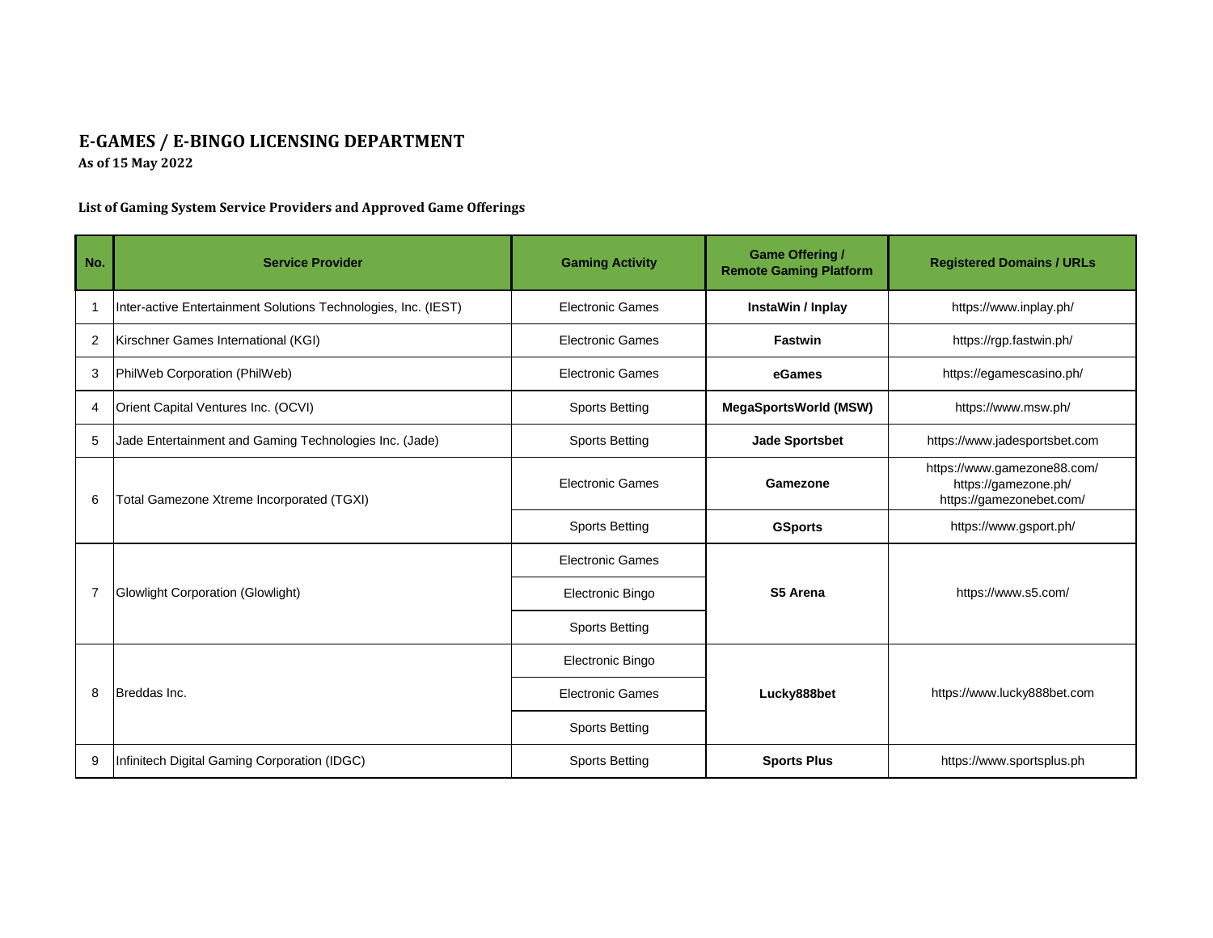# E-GAMES / E-BINGO LICENSING DEPARTMENT

**As of 15 May 2022**

**List of Gaming System Service Providers and Approved Game Offerings**

| No. | Service Provider | Gaming Activity | Game Offering / Remote Gaming Platform | Registered Domains / URLs |
|---|---|---|---|---|
| 1 | Inter-active Entertainment Solutions Technologies, Inc. (IEST) | Electronic Games | **InstaWin / Inplay** | https://www.inplay.ph/ |
| 2 | Kirschner Games International (KGI) | Electronic Games | **Fastwin** | https://rgp.fastwin.ph/ |
| 3 | PhilWeb Corporation (PhilWeb) | Electronic Games | **eGames** | https://egamescasino.ph/ |
| 4 | Orient Capital Ventures Inc. (OCVI) | Sports Betting | **MegaSportsWorld (MSW)** | https://www.msw.ph/ |
| 5 | Jade Entertainment and Gaming Technologies Inc. (Jade) | Sports Betting | **Jade Sportsbet** | https://www.jadesportsbet.com |
| 6 | Total Gamezone Xtreme Incorporated (TGXI) | Electronic Games | **Gamezone** | https://www.gamezone88.com/<br>https://gamezone.ph/<br>https://gamezonebet.com/ |
| | | Sports Betting | **GSports** | https://www.gsport.ph/ |
| 7 | Glowlight Corporation (Glowlight) | Electronic Games | **S5 Arena** | https://www.s5.com/ |
| | | Electronic Bingo | | |
| | | Sports Betting | | |
| 8 | Breddas Inc. | Electronic Bingo | **Lucky888bet** | https://www.lucky888bet.com |
| | | Electronic Games | | |
| | | Sports Betting | | |
| 9 | Infinitech Digital Gaming Corporation (IDGC) | Sports Betting | **Sports Plus** | https://www.sportsplus.ph |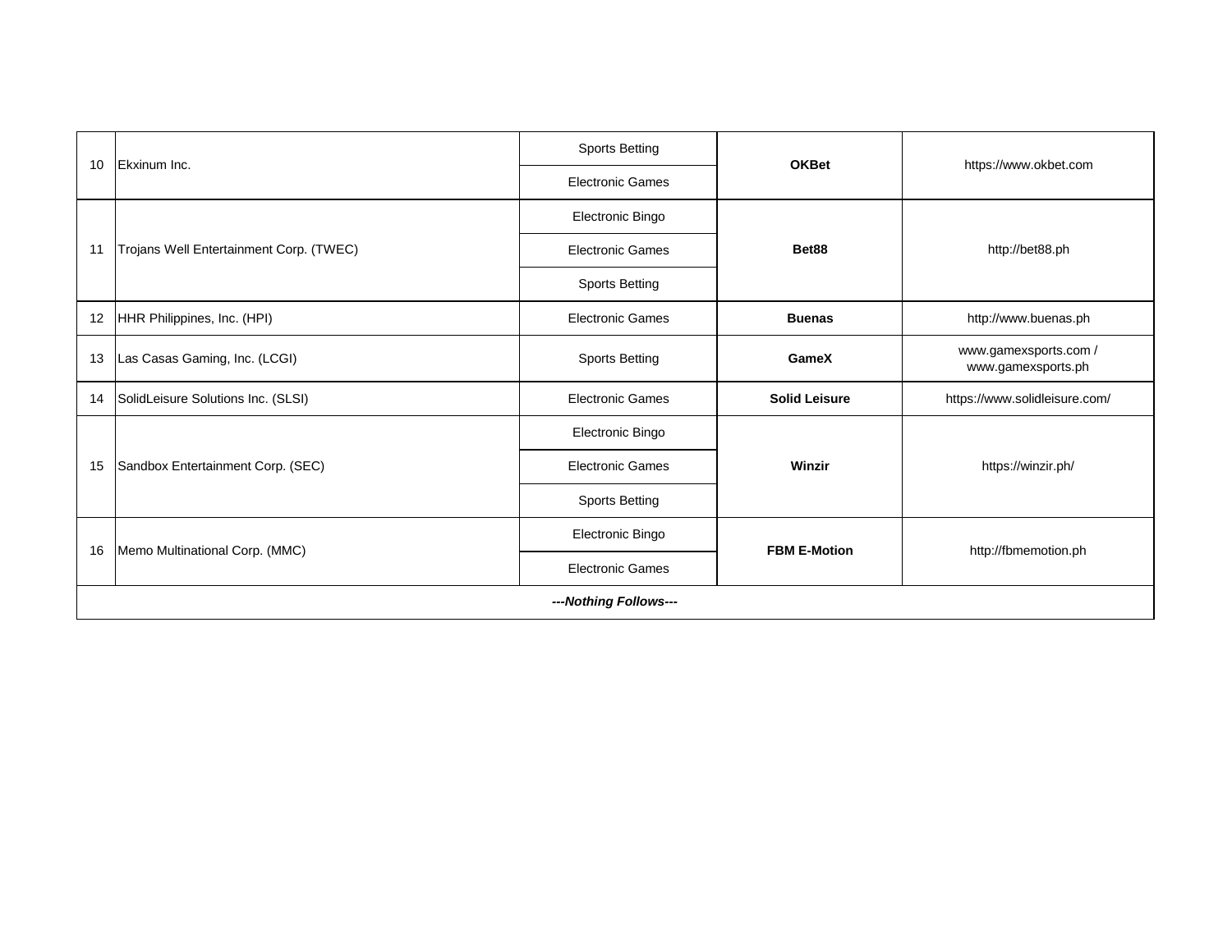| | | | | |
|---|---|---|---|---|
| 10 | Ekxinum Inc. | Sports Betting | **OKBet** | https://www.okbet.com |
| | | Electronic Games | | |
| 11 | Trojans Well Entertainment Corp. (TWEC) | Electronic Bingo | **Bet88** | http://bet88.ph |
| | | Electronic Games | | |
| | | Sports Betting | | |
| 12 | HHR Philippines, Inc. (HPI) | Electronic Games | **Buenas** | http://www.buenas.ph |
| 13 | Las Casas Gaming, Inc. (LCGI) | Sports Betting | **GameX** | www.gamexsports.com / www.gamexsports.ph |
| 14 | SolidLeisure Solutions Inc. (SLSI) | Electronic Games | **Solid Leisure** | https://www.solidleisure.com/ |
| 15 | Sandbox Entertainment Corp. (SEC) | Electronic Bingo | **Winzir** | https://winzir.ph/ |
| | | Electronic Games | | |
| | | Sports Betting | | |
| 16 | Memo Multinational Corp. (MMC) | Electronic Bingo | **FBM E-Motion** | http://fbmemotion.ph |
| | | Electronic Games | | |

***---Nothing Follows---***